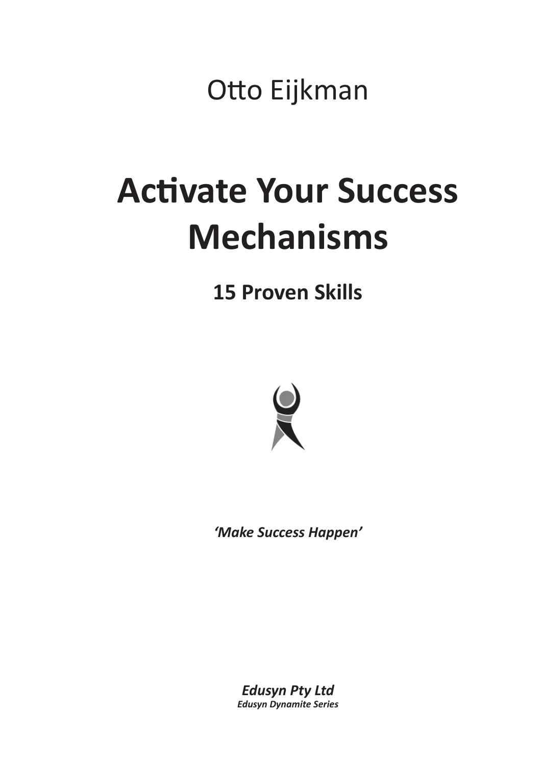Otto Eijkman

# Activate Your Success Mechanisms

## 15 Proven Skills

*'Make Success Happen'*

***Edusyn Pty Ltd***
***Edusyn Dynamite Series***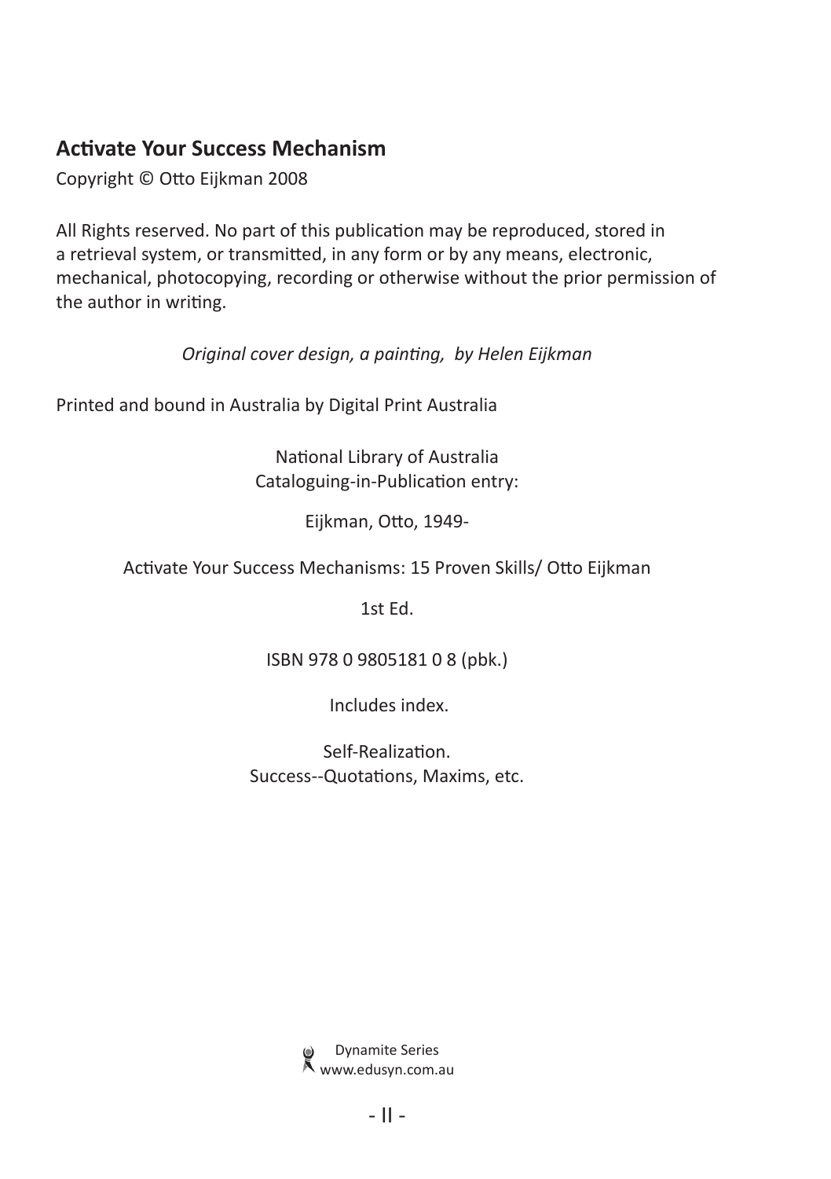**Activate Your Success Mechanism**

Copyright © Otto Eijkman 2008

All Rights reserved. No part of this publication may be reproduced, stored in a retrieval system, or transmitted, in any form or by any means, electronic, mechanical, photocopying, recording or otherwise without the prior permission of the author in writing.

*Original cover design, a painting, by Helen Eijkman*

Printed and bound in Australia by Digital Print Australia

National Library of Australia
Cataloguing-in-Publication entry:

Eijkman, Otto, 1949-

Activate Your Success Mechanisms: 15 Proven Skills/ Otto Eijkman

1st Ed.

ISBN 978 0 9805181 0 8 (pbk.)

Includes index.

Self-Realization.
Success--Quotations, Maxims, etc.

Dynamite Series
www.edusyn.com.au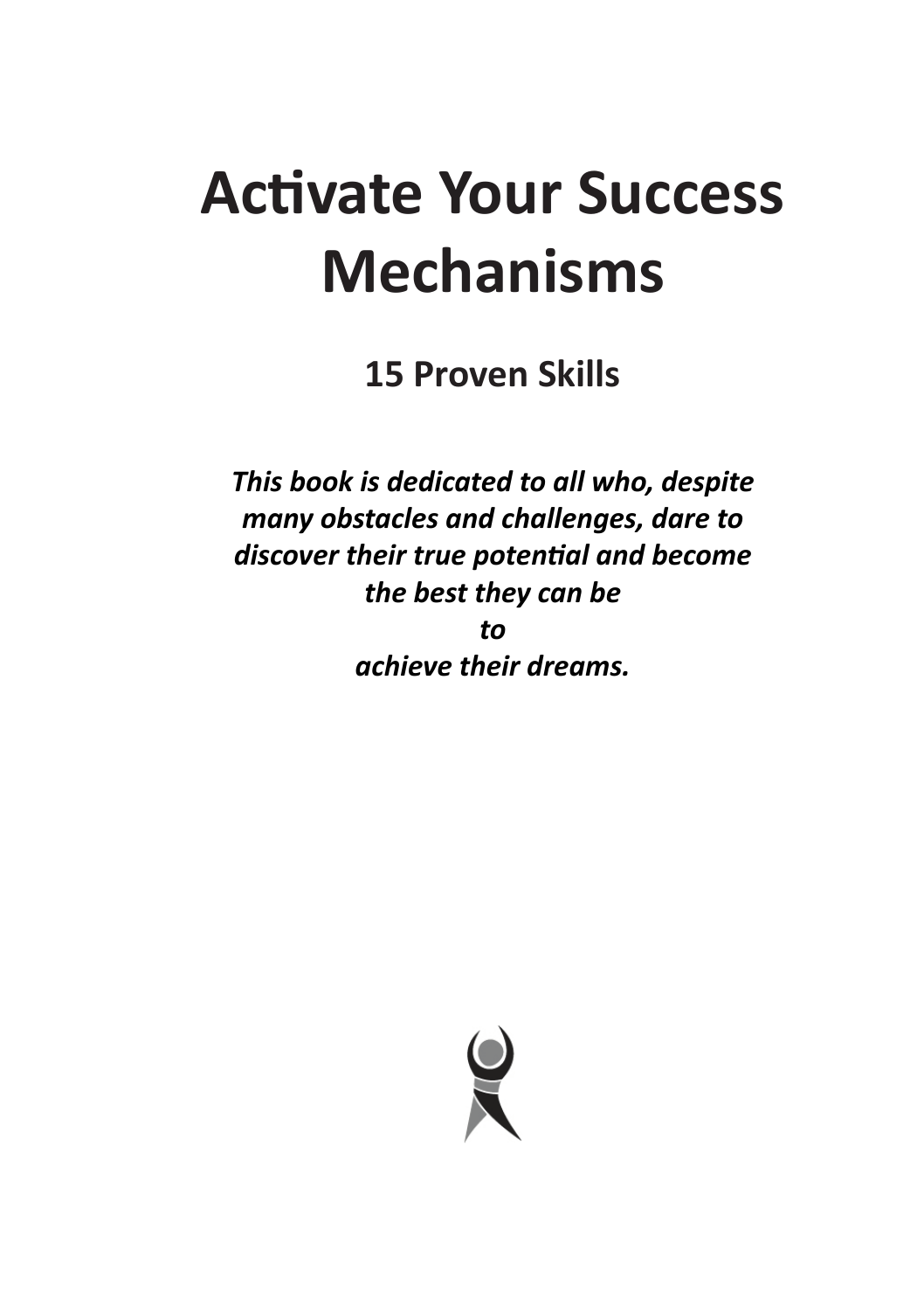# Activate Your Success Mechanisms

## 15 Proven Skills

***This book is dedicated to all who, despite many obstacles and challenges, dare to discover their true potential and become the best they can be***
***to***
***achieve their dreams.***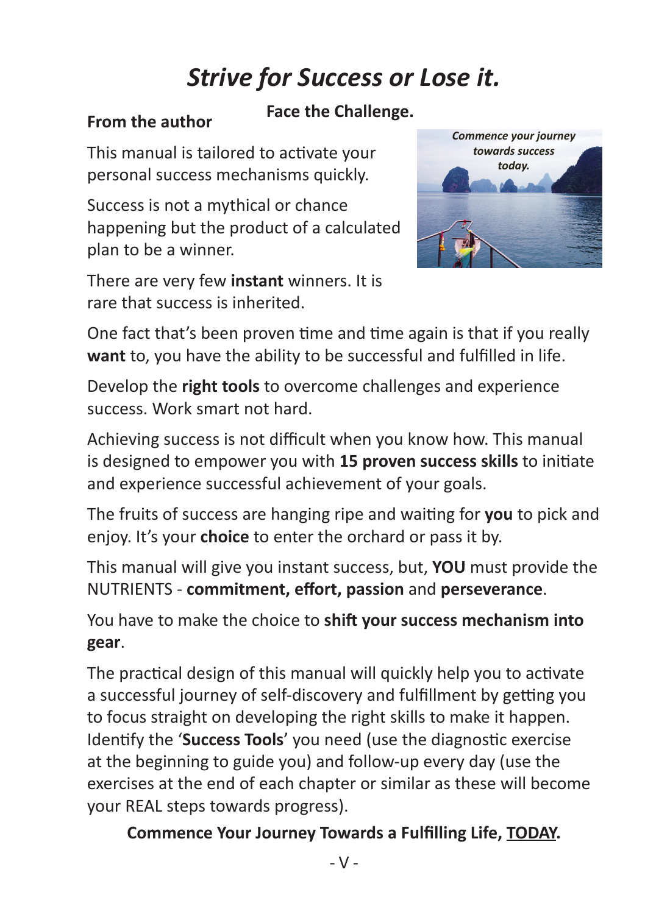# *Strive for Success or Lose it.*

**Face the Challenge.**

**From the author**

This manual is tailored to activate your personal success mechanisms quickly.

Success is not a mythical or chance happening but the product of a calculated plan to be a winner.

There are very few **instant** winners. It is rare that success is inherited.

***Commence your journey towards success today.***

One fact that's been proven time and time again is that if you really **want** to, you have the ability to be successful and fulfilled in life.

Develop the **right tools** to overcome challenges and experience success. Work smart not hard.

Achieving success is not difficult when you know how. This manual is designed to empower you with **15 proven success skills** to initiate and experience successful achievement of your goals.

The fruits of success are hanging ripe and waiting for **you** to pick and enjoy. It's your **choice** to enter the orchard or pass it by.

This manual will give you instant success, but, **YOU** must provide the NUTRIENTS - **commitment, effort, passion** and **perseverance**.

You have to make the choice to **shift your success mechanism into gear**.

The practical design of this manual will quickly help you to activate a successful journey of self-discovery and fulfillment by getting you to focus straight on developing the right skills to make it happen. Identify the '**Success Tools**' you need (use the diagnostic exercise at the beginning to guide you) and follow-up every day (use the exercises at the end of each chapter or similar as these will become your REAL steps towards progress).

**Commence Your Journey Towards a Fulfilling Life, <u>TODAY</u>.**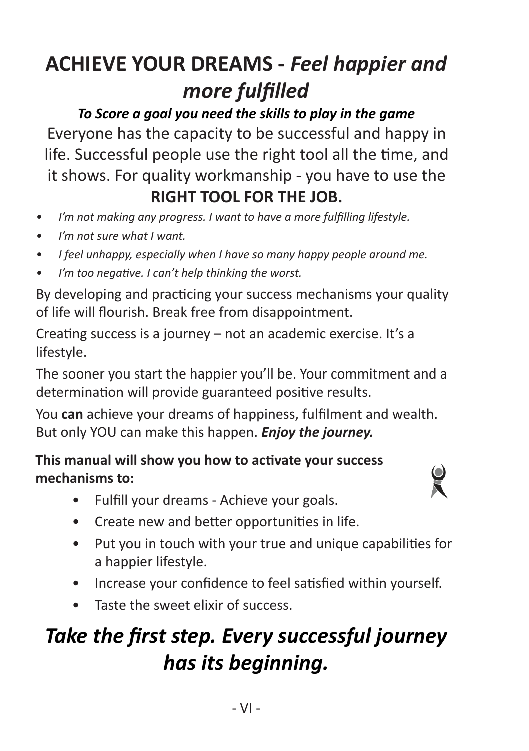# ACHIEVE YOUR DREAMS - *Feel happier and more fulfilled*

***To Score a goal you need the skills to play in the game***

Everyone has the capacity to be successful and happy in life. Successful people use the right tool all the time, and it shows. For quality workmanship - you have to use the **RIGHT TOOL FOR THE JOB.**

- *I'm not making any progress. I want to have a more fulfilling lifestyle.*
- *I'm not sure what I want.*
- *I feel unhappy, especially when I have so many happy people around me.*
- *I'm too negative. I can't help thinking the worst.*

By developing and practicing your success mechanisms your quality of life will flourish. Break free from disappointment.

Creating success is a journey – not an academic exercise. It's a lifestyle.

The sooner you start the happier you'll be. Your commitment and a determination will provide guaranteed positive results.

You **can** achieve your dreams of happiness, fulfilment and wealth. But only YOU can make this happen. ***Enjoy the journey.***

**This manual will show you how to activate your success mechanisms to:**

- Fulfill your dreams - Achieve your goals.
- Create new and better opportunities in life.
- Put you in touch with your true and unique capabilities for a happier lifestyle.
- Increase your confidence to feel satisfied within yourself.
- Taste the sweet elixir of success.

## *Take the first step. Every successful journey has its beginning.*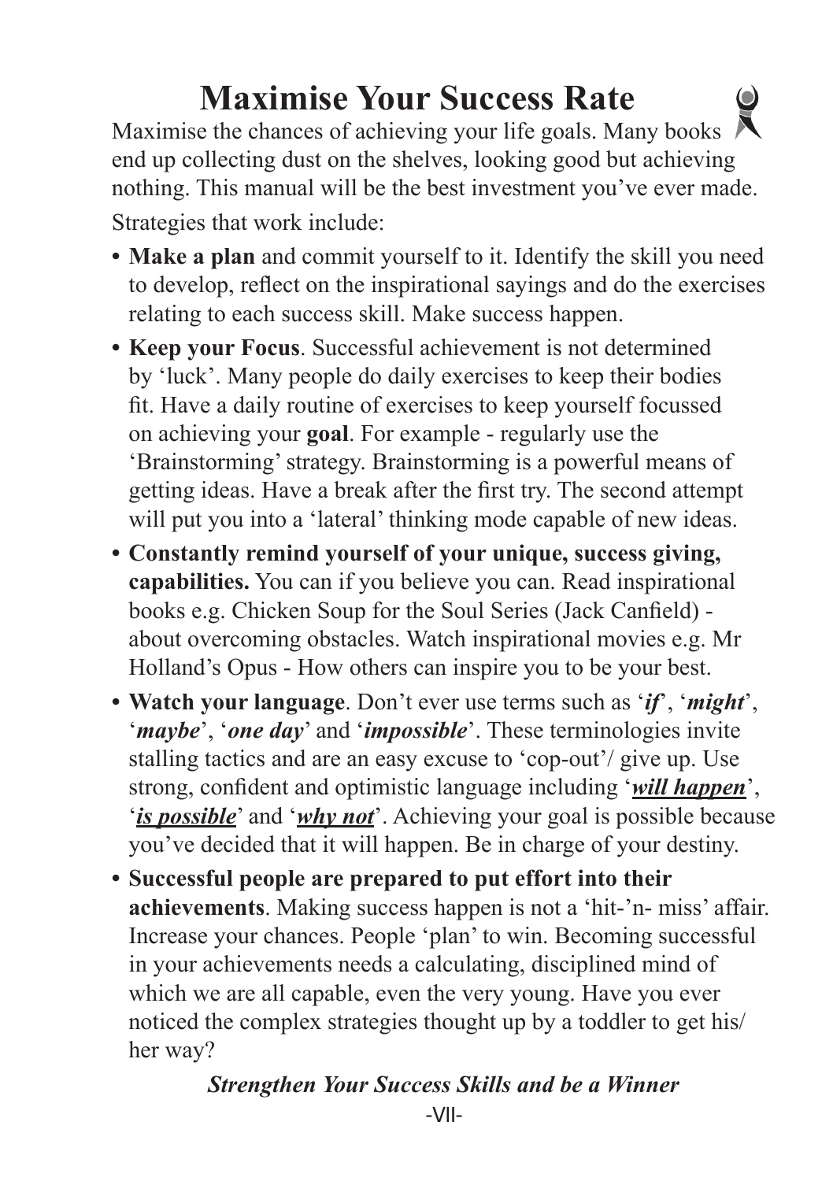# Maximise Your Success Rate

Maximise the chances of achieving your life goals. Many books end up collecting dust on the shelves, looking good but achieving nothing. This manual will be the best investment you've ever made.

Strategies that work include:

- **Make a plan** and commit yourself to it. Identify the skill you need to develop, reflect on the inspirational sayings and do the exercises relating to each success skill. Make success happen.
- **Keep your Focus**. Successful achievement is not determined by 'luck'. Many people do daily exercises to keep their bodies fit. Have a daily routine of exercises to keep yourself focussed on achieving your **goal**. For example - regularly use the 'Brainstorming' strategy. Brainstorming is a powerful means of getting ideas. Have a break after the first try. The second attempt will put you into a 'lateral' thinking mode capable of new ideas.
- **Constantly remind yourself of your unique, success giving, capabilities.** You can if you believe you can. Read inspirational books e.g. Chicken Soup for the Soul Series (Jack Canfield) - about overcoming obstacles. Watch inspirational movies e.g. Mr Holland's Opus - How others can inspire you to be your best.
- **Watch your language**. Don't ever use terms such as '***if***', '***might***', '***maybe***', '***one day***' and '***impossible***'. These terminologies invite stalling tactics and are an easy excuse to 'cop-out'/ give up. Use strong, confident and optimistic language including '<u>***will happen***</u>', '<u>***is possible***</u>' and '<u>***why not***</u>'. Achieving your goal is possible because you've decided that it will happen. Be in charge of your destiny.
- **Successful people are prepared to put effort into their achievements**. Making success happen is not a 'hit-'n- miss' affair. Increase your chances. People 'plan' to win. Becoming successful in your achievements needs a calculating, disciplined mind of which we are all capable, even the very young. Have you ever noticed the complex strategies thought up by a toddler to get his/her way?

***Strengthen Your Success Skills and be a Winner***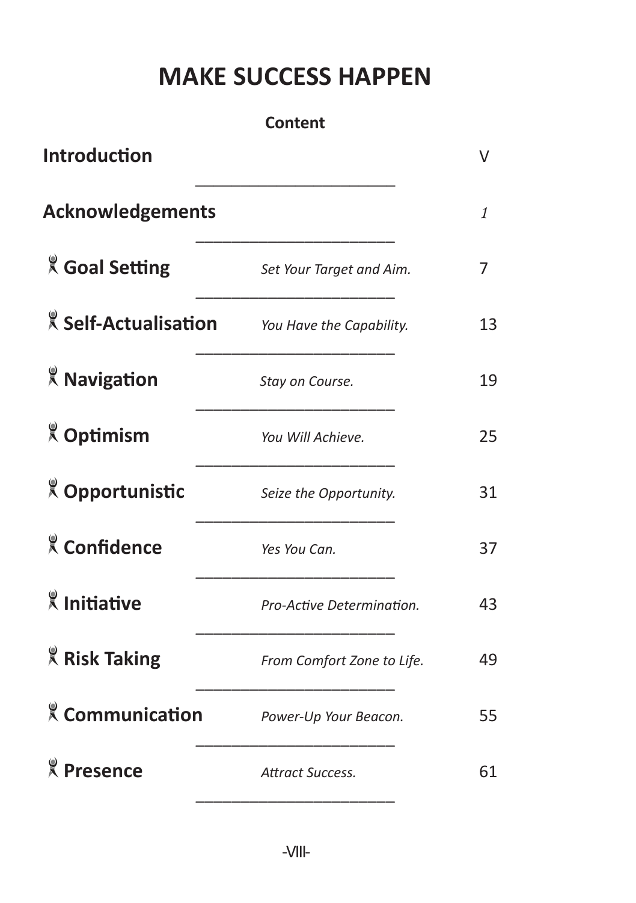# MAKE SUCCESS HAPPEN

## Content

| Section | Subtitle | Page |
| --- | --- | --- |
| **Introduction** | | V |
| **Acknowledgements** | | *1* |
| **Goal Setting** | *Set Your Target and Aim.* | 7 |
| **Self-Actualisation** | *You Have the Capability.* | 13 |
| **Navigation** | *Stay on Course.* | 19 |
| **Optimism** | *You Will Achieve.* | 25 |
| **Opportunistic** | *Seize the Opportunity.* | 31 |
| **Confidence** | *Yes You Can.* | 37 |
| **Initiative** | *Pro-Active Determination.* | 43 |
| **Risk Taking** | *From Comfort Zone to Life.* | 49 |
| **Communication** | *Power-Up Your Beacon.* | 55 |
| **Presence** | *Attract Success.* | 61 |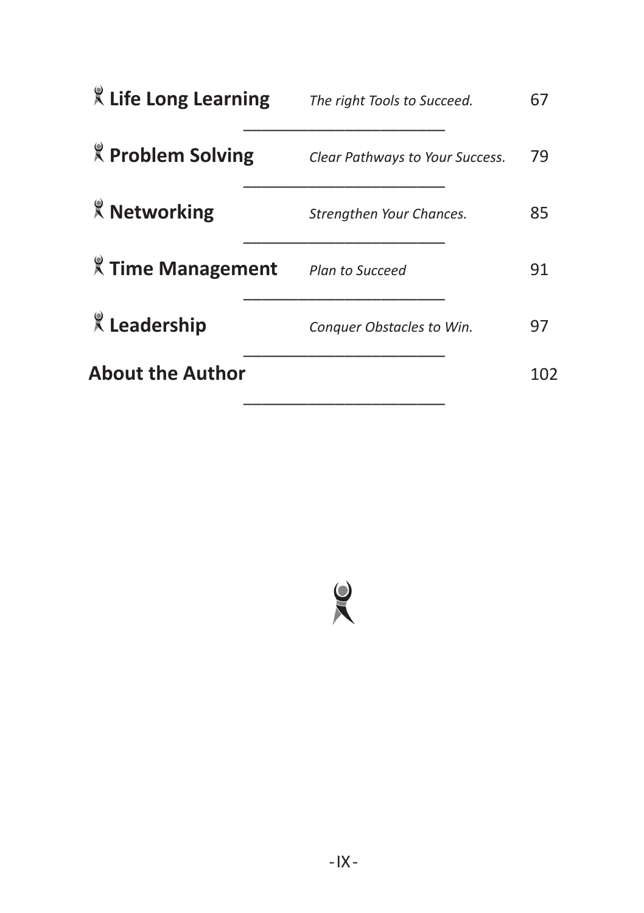| | | |
|---|---|---|
| **Life Long Learning** | *The right Tools to Succeed.* | 67 |
| **Problem Solving** | *Clear Pathways to Your Success.* | 79 |
| **Networking** | *Strengthen Your Chances.* | 85 |
| **Time Management** | *Plan to Succeed* | 91 |
| **Leadership** | *Conquer Obstacles to Win.* | 97 |
| **About the Author** | | 102 |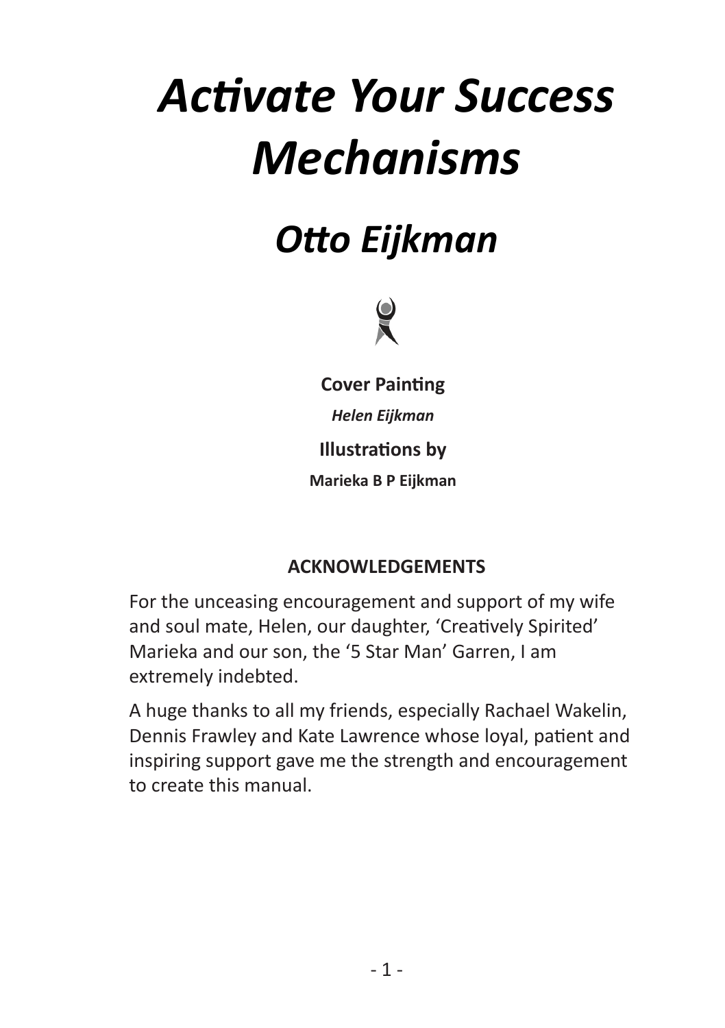# *Activate Your Success Mechanisms*

## *Otto Eijkman*

**Cover Painting**

***Helen Eijkman***

**Illustrations by**

**Marieka B P Eijkman**

**ACKNOWLEDGEMENTS**

For the unceasing encouragement and support of my wife and soul mate, Helen, our daughter, 'Creatively Spirited' Marieka and our son, the '5 Star Man' Garren, I am extremely indebted.

A huge thanks to all my friends, especially Rachael Wakelin, Dennis Frawley and Kate Lawrence whose loyal, patient and inspiring support gave me the strength and encouragement to create this manual.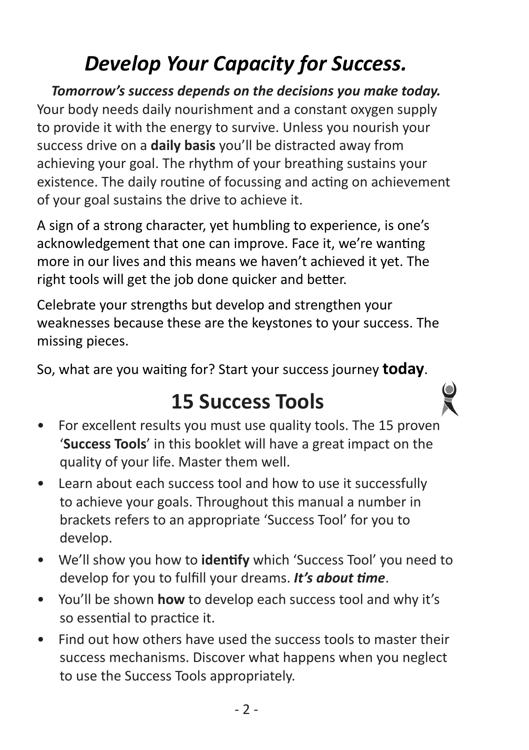# *Develop Your Capacity for Success.*

***Tomorrow's success depends on the decisions you make today.*** Your body needs daily nourishment and a constant oxygen supply to provide it with the energy to survive. Unless you nourish your success drive on a **daily basis** you'll be distracted away from achieving your goal. The rhythm of your breathing sustains your existence. The daily routine of focussing and acting on achievement of your goal sustains the drive to achieve it.

A sign of a strong character, yet humbling to experience, is one's acknowledgement that one can improve. Face it, we're wanting more in our lives and this means we haven't achieved it yet. The right tools will get the job done quicker and better.

Celebrate your strengths but develop and strengthen your weaknesses because these are the keystones to your success. The missing pieces.

So, what are you waiting for? Start your success journey **today**.

## 15 Success Tools

- For excellent results you must use quality tools. The 15 proven '**Success Tools**' in this booklet will have a great impact on the quality of your life. Master them well.
- Learn about each success tool and how to use it successfully to achieve your goals. Throughout this manual a number in brackets refers to an appropriate 'Success Tool' for you to develop.
- We'll show you how to **identify** which 'Success Tool' you need to develop for you to fulfill your dreams. ***It's about time***.
- You'll be shown **how** to develop each success tool and why it's so essential to practice it.
- Find out how others have used the success tools to master their success mechanisms. Discover what happens when you neglect to use the Success Tools appropriately.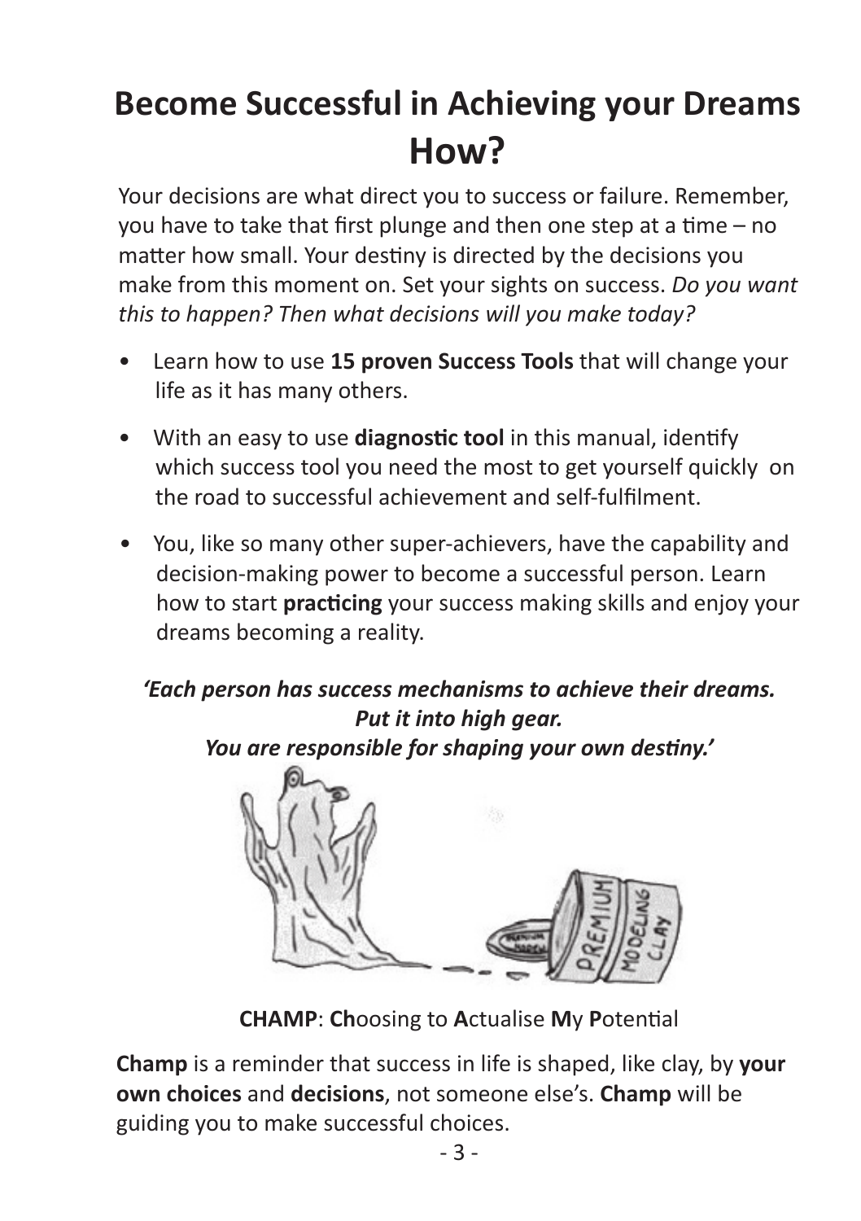# Become Successful in Achieving your Dreams How?

Your decisions are what direct you to success or failure. Remember, you have to take that first plunge and then one step at a time – no matter how small. Your destiny is directed by the decisions you make from this moment on. Set your sights on success. *Do you want this to happen? Then what decisions will you make today?*

- Learn how to use **15 proven Success Tools** that will change your life as it has many others.
- With an easy to use **diagnostic tool** in this manual, identify which success tool you need the most to get yourself quickly on the road to successful achievement and self-fulfilment.
- You, like so many other super-achievers, have the capability and decision-making power to become a successful person. Learn how to start **practicing** your success making skills and enjoy your dreams becoming a reality.

***'Each person has success mechanisms to achieve their dreams. Put it into high gear. You are responsible for shaping your own destiny.'***

**CHAMP**: **Ch**oosing to **A**ctualise **M**y **P**otential

**Champ** is a reminder that success in life is shaped, like clay, by **your own choices** and **decisions**, not someone else's. **Champ** will be guiding you to make successful choices.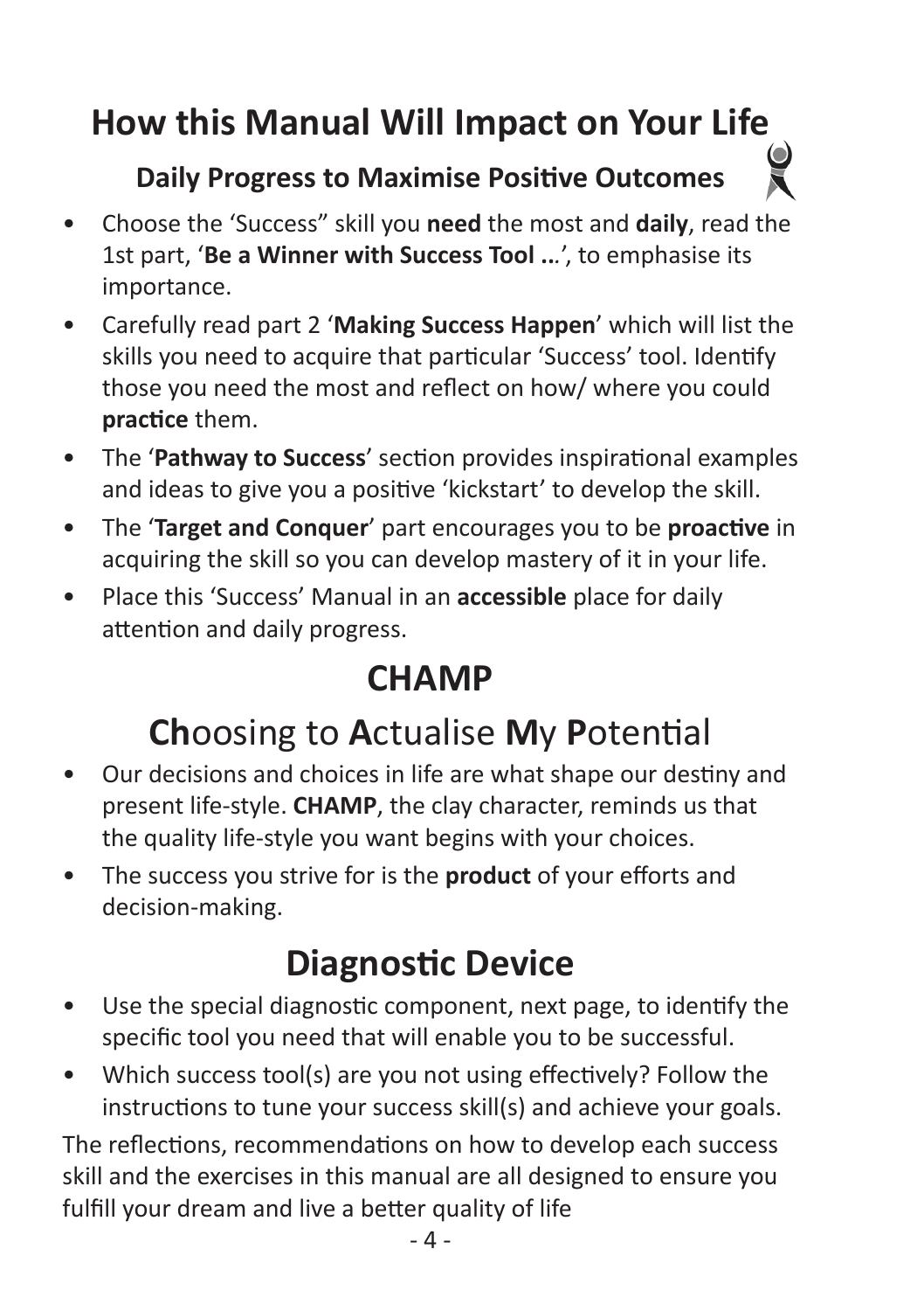# How this Manual Will Impact on Your Life

### Daily Progress to Maximise Positive Outcomes

- Choose the 'Success" skill you **need** the most and **daily**, read the 1st part, '**Be a Winner with Success Tool ...**', to emphasise its importance.
- Carefully read part 2 '**Making Success Happen**' which will list the skills you need to acquire that particular 'Success' tool. Identify those you need the most and reflect on how/ where you could **practice** them.
- The '**Pathway to Success**' section provides inspirational examples and ideas to give you a positive 'kickstart' to develop the skill.
- The '**Target and Conquer**' part encourages you to be **proactive** in acquiring the skill so you can develop mastery of it in your life.
- Place this 'Success' Manual in an **accessible** place for daily attention and daily progress.

## CHAMP

## **Ch**oosing to **A**ctualise **M**y **P**otential

- Our decisions and choices in life are what shape our destiny and present life-style. **CHAMP**, the clay character, reminds us that the quality life-style you want begins with your choices.
- The success you strive for is the **product** of your efforts and decision-making.

## Diagnostic Device

- Use the special diagnostic component, next page, to identify the specific tool you need that will enable you to be successful.
- Which success tool(s) are you not using effectively? Follow the instructions to tune your success skill(s) and achieve your goals.

The reflections, recommendations on how to develop each success skill and the exercises in this manual are all designed to ensure you fulfill your dream and live a better quality of life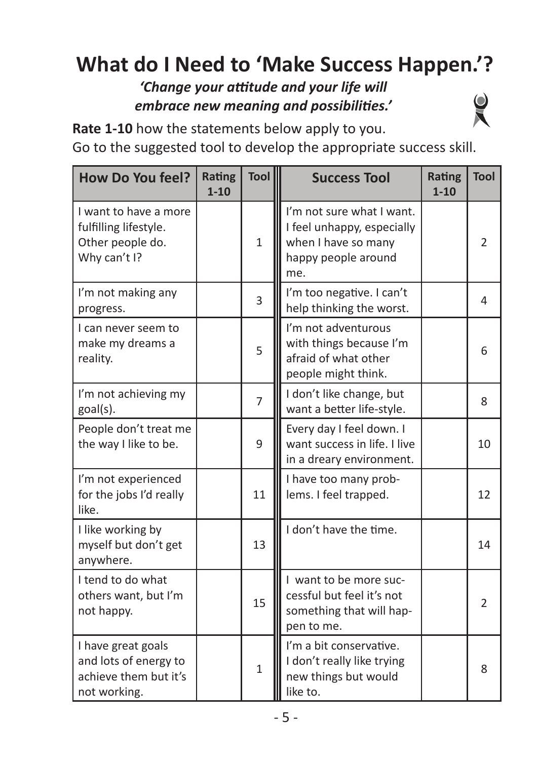# What do I Need to 'Make Success Happen.'?

***'Change your attitude and your life will embrace new meaning and possibilities.'***

**Rate 1-10** how the statements below apply to you.
Go to the suggested tool to develop the appropriate success skill.

| How Do You feel? | Rating 1-10 | Tool | Success Tool | Rating 1-10 | Tool |
|---|---|---|---|---|---|
| I want to have a more fulfilling lifestyle. Other people do. Why can't I? | | 1 | I'm not sure what I want. I feel unhappy, especially when I have so many happy people around me. | | 2 |
| I'm not making any progress. | | 3 | I'm too negative. I can't help thinking the worst. | | 4 |
| I can never seem to make my dreams a reality. | | 5 | I'm not adventurous with things because I'm afraid of what other people might think. | | 6 |
| I'm not achieving my goal(s). | | 7 | I don't like change, but want a better life-style. | | 8 |
| People don't treat me the way I like to be. | | 9 | Every day I feel down. I want success in life. I live in a dreary environment. | | 10 |
| I'm not experienced for the jobs I'd really like. | | 11 | I have too many problems. I feel trapped. | | 12 |
| I like working by myself but don't get anywhere. | | 13 | I don't have the time. | | 14 |
| I tend to do what others want, but I'm not happy. | | 15 | I want to be more successful but feel it's not something that will happen to me. | | 2 |
| I have great goals and lots of energy to achieve them but it's not working. | | 1 | I'm a bit conservative. I don't really like trying new things but would like to. | | 8 |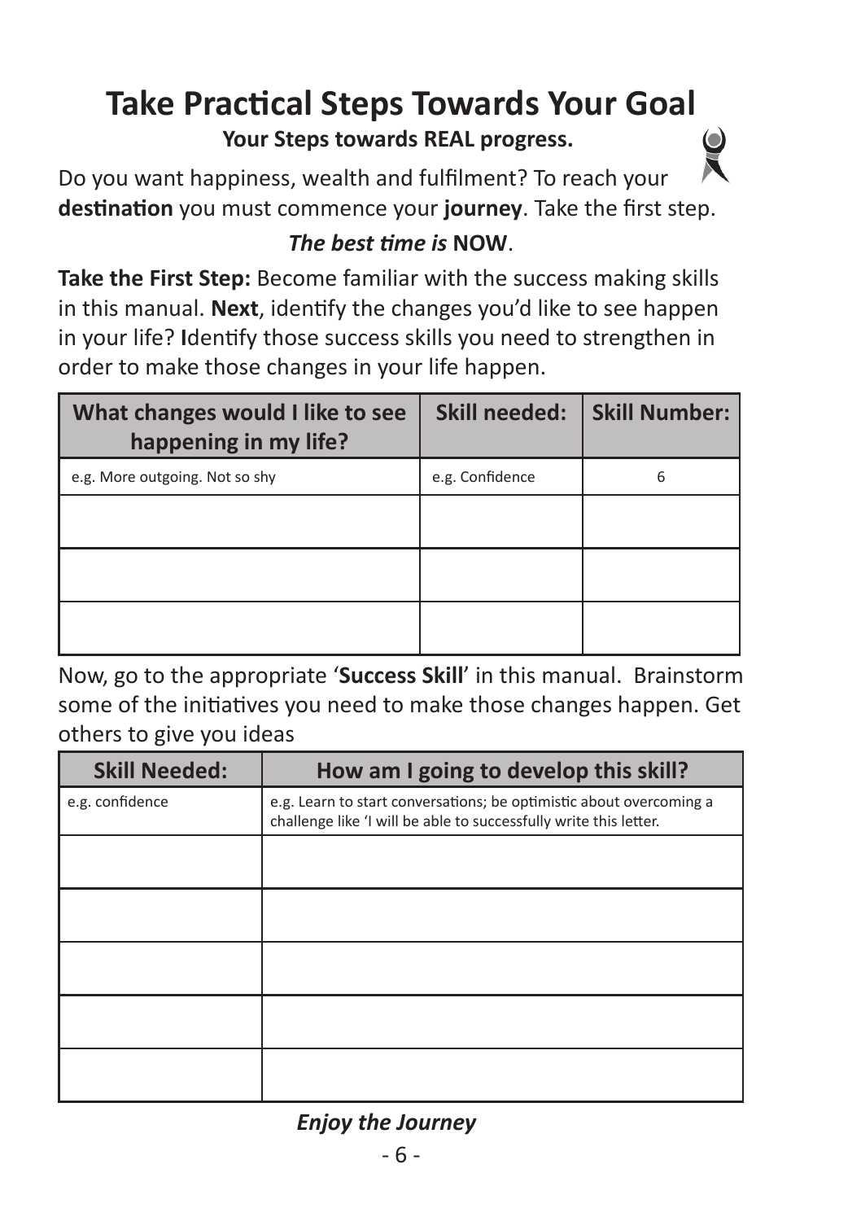# Take Practical Steps Towards Your Goal

**Your Steps towards REAL progress.**

Do you want happiness, wealth and fulfilment? To reach your **destination** you must commence your **journey**. Take the first step.

***The best time is* NOW**.

**Take the First Step:** Become familiar with the success making skills in this manual. **Next**, identify the changes you'd like to see happen in your life? **I**dentify those success skills you need to strengthen in order to make those changes in your life happen.

| What changes would I like to see happening in my life? | Skill needed: | Skill Number: |
|---|---|---|
| e.g. More outgoing. Not so shy | e.g. Confidence | 6 |
| | | |
| | | |
| | | |

Now, go to the appropriate '**Success Skill**' in this manual. Brainstorm some of the initiatives you need to make those changes happen. Get others to give you ideas

| Skill Needed: | How am I going to develop this skill? |
|---|---|
| e.g. confidence | e.g. Learn to start conversations; be optimistic about overcoming a challenge like 'I will be able to successfully write this letter. |
| | |
| | |
| | |
| | |
| | |

***Enjoy the Journey***